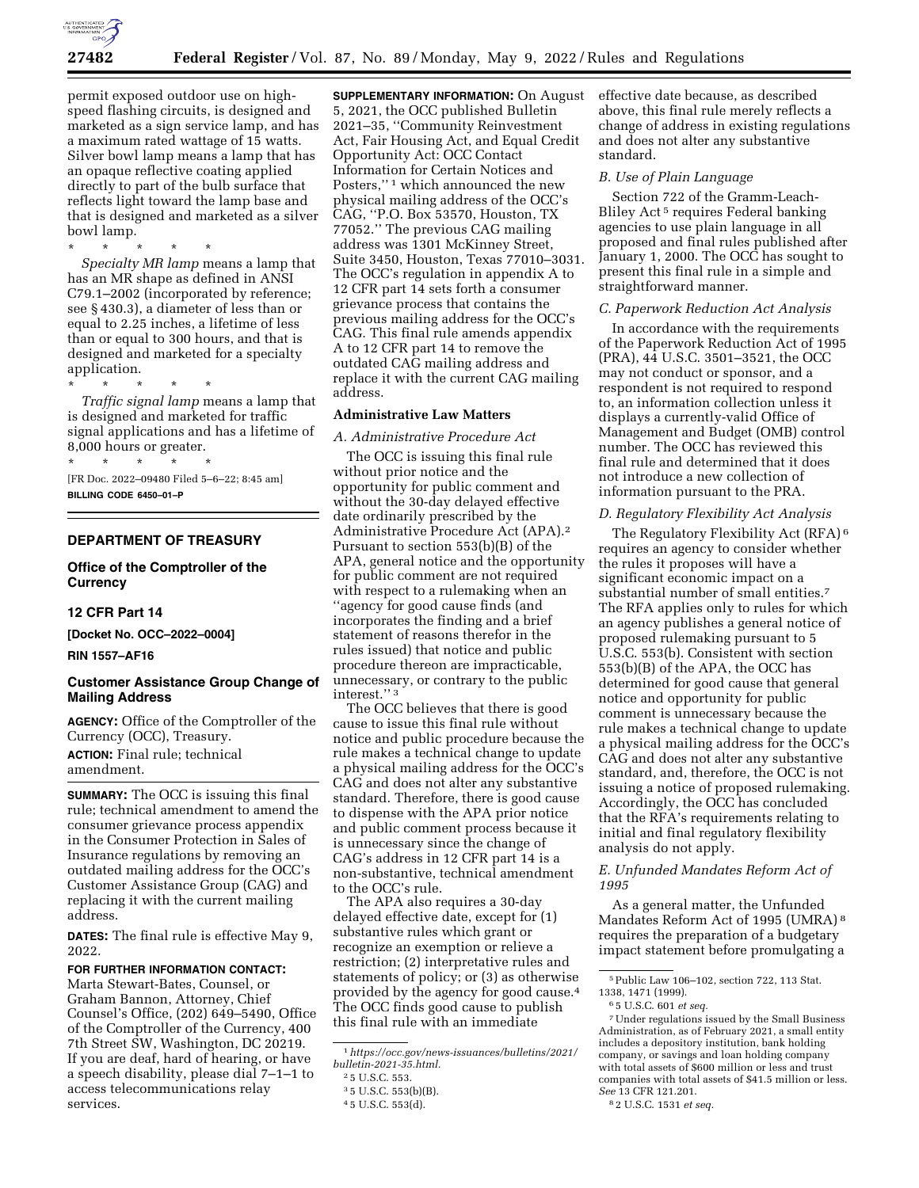permit exposed outdoor use on high-speed flashing circuits, is designed and marketed as a sign service lamp, and has a maximum rated wattage of 15 watts. Silver bowl lamp means a lamp that has an opaque reflective coating applied directly to part of the bulb surface that reflects light toward the lamp base and that is designed and marketed as a silver bowl lamp.

\* \* \* \* \*

*Specialty MR lamp* means a lamp that has an MR shape as defined in ANSI C79.1–2002 (incorporated by reference; see § 430.3), a diameter of less than or equal to 2.25 inches, a lifetime of less than or equal to 300 hours, and that is designed and marketed for a specialty application.

\* \* \* \* \*

*Traffic signal lamp* means a lamp that is designed and marketed for traffic signal applications and has a lifetime of 8,000 hours or greater.

\* \* \* \* \*

[FR Doc. 2022–09480 Filed 5–6–22; 8:45 am]

**BILLING CODE 6450–01–P**

## DEPARTMENT OF TREASURY

### Office of the Comptroller of the Currency

### 12 CFR Part 14

**[Docket No. OCC–2022–0004]**

**RIN 1557–AF16**

### Customer Assistance Group Change of Mailing Address

**AGENCY:** Office of the Comptroller of the Currency (OCC), Treasury.

**ACTION:** Final rule; technical amendment.

**SUMMARY:** The OCC is issuing this final rule; technical amendment to amend the consumer grievance process appendix in the Consumer Protection in Sales of Insurance regulations by removing an outdated mailing address for the OCC's Customer Assistance Group (CAG) and replacing it with the current mailing address.

**DATES:** The final rule is effective May 9, 2022.

**FOR FURTHER INFORMATION CONTACT:** Marta Stewart-Bates, Counsel, or Graham Bannon, Attorney, Chief Counsel's Office, (202) 649–5490, Office of the Comptroller of the Currency, 400 7th Street SW, Washington, DC 20219. If you are deaf, hard of hearing, or have a speech disability, please dial 7–1–1 to access telecommunications relay services.

**SUPPLEMENTARY INFORMATION:** On August 5, 2021, the OCC published Bulletin 2021–35, ''Community Reinvestment Act, Fair Housing Act, and Equal Credit Opportunity Act: OCC Contact Information for Certain Notices and Posters,'' [1] which announced the new physical mailing address of the OCC's CAG, ''P.O. Box 53570, Houston, TX 77052.'' The previous CAG mailing address was 1301 McKinney Street, Suite 3450, Houston, Texas 77010–3031. The OCC's regulation in appendix A to 12 CFR part 14 sets forth a consumer grievance process that contains the previous mailing address for the OCC's CAG. This final rule amends appendix A to 12 CFR part 14 to remove the outdated CAG mailing address and replace it with the current CAG mailing address.

### Administrative Law Matters

#### A. Administrative Procedure Act

The OCC is issuing this final rule without prior notice and the opportunity for public comment and without the 30-day delayed effective date ordinarily prescribed by the Administrative Procedure Act (APA).[2] Pursuant to section 553(b)(B) of the APA, general notice and the opportunity for public comment are not required with respect to a rulemaking when an ''agency for good cause finds (and incorporates the finding and a brief statement of reasons therefor in the rules issued) that notice and public procedure thereon are impracticable, unnecessary, or contrary to the public interest.'' [3]

The OCC believes that there is good cause to issue this final rule without notice and public procedure because the rule makes a technical change to update a physical mailing address for the OCC's CAG and does not alter any substantive standard. Therefore, there is good cause to dispense with the APA prior notice and public comment process because it is unnecessary since the change of CAG's address in 12 CFR part 14 is a non-substantive, technical amendment to the OCC's rule.

The APA also requires a 30-day delayed effective date, except for (1) substantive rules which grant or recognize an exemption or relieve a restriction; (2) interpretative rules and statements of policy; or (3) as otherwise provided by the agency for good cause.[4] The OCC finds good cause to publish this final rule with an immediate effective date because, as described above, this final rule merely reflects a change of address in existing regulations and does not alter any substantive standard.

#### B. Use of Plain Language

Section 722 of the Gramm-Leach-Bliley Act [5] requires Federal banking agencies to use plain language in all proposed and final rules published after January 1, 2000. The OCC has sought to present this final rule in a simple and straightforward manner.

#### C. Paperwork Reduction Act Analysis

In accordance with the requirements of the Paperwork Reduction Act of 1995 (PRA), 44 U.S.C. 3501–3521, the OCC may not conduct or sponsor, and a respondent is not required to respond to, an information collection unless it displays a currently-valid Office of Management and Budget (OMB) control number. The OCC has reviewed this final rule and determined that it does not introduce a new collection of information pursuant to the PRA.

#### D. Regulatory Flexibility Act Analysis

The Regulatory Flexibility Act (RFA) [6] requires an agency to consider whether the rules it proposes will have a significant economic impact on a substantial number of small entities.[7] The RFA applies only to rules for which an agency publishes a general notice of proposed rulemaking pursuant to 5 U.S.C. 553(b). Consistent with section 553(b)(B) of the APA, the OCC has determined for good cause that general notice and opportunity for public comment is unnecessary because the rule makes a technical change to update a physical mailing address for the OCC's CAG and does not alter any substantive standard, and, therefore, the OCC is not issuing a notice of proposed rulemaking. Accordingly, the OCC has concluded that the RFA's requirements relating to initial and final regulatory flexibility analysis do not apply.

#### E. Unfunded Mandates Reform Act of 1995

As a general matter, the Unfunded Mandates Reform Act of 1995 (UMRA) [8] requires the preparation of a budgetary impact statement before promulgating a

[1] *https://occ.gov/news-issuances/bulletins/2021/bulletin-2021-35.html.*

[2] 5 U.S.C. 553.

[3] 5 U.S.C. 553(b)(B).

[4] 5 U.S.C. 553(d).

[5] Public Law 106–102, section 722, 113 Stat. 1338, 1471 (1999).

[6] 5 U.S.C. 601 *et seq.*

[7] Under regulations issued by the Small Business Administration, as of February 2021, a small entity includes a depository institution, bank holding company, or savings and loan holding company with total assets of $600 million or less and trust companies with total assets of $41.5 million or less. *See* 13 CFR 121.201.

[8] 2 U.S.C. 1531 *et seq.*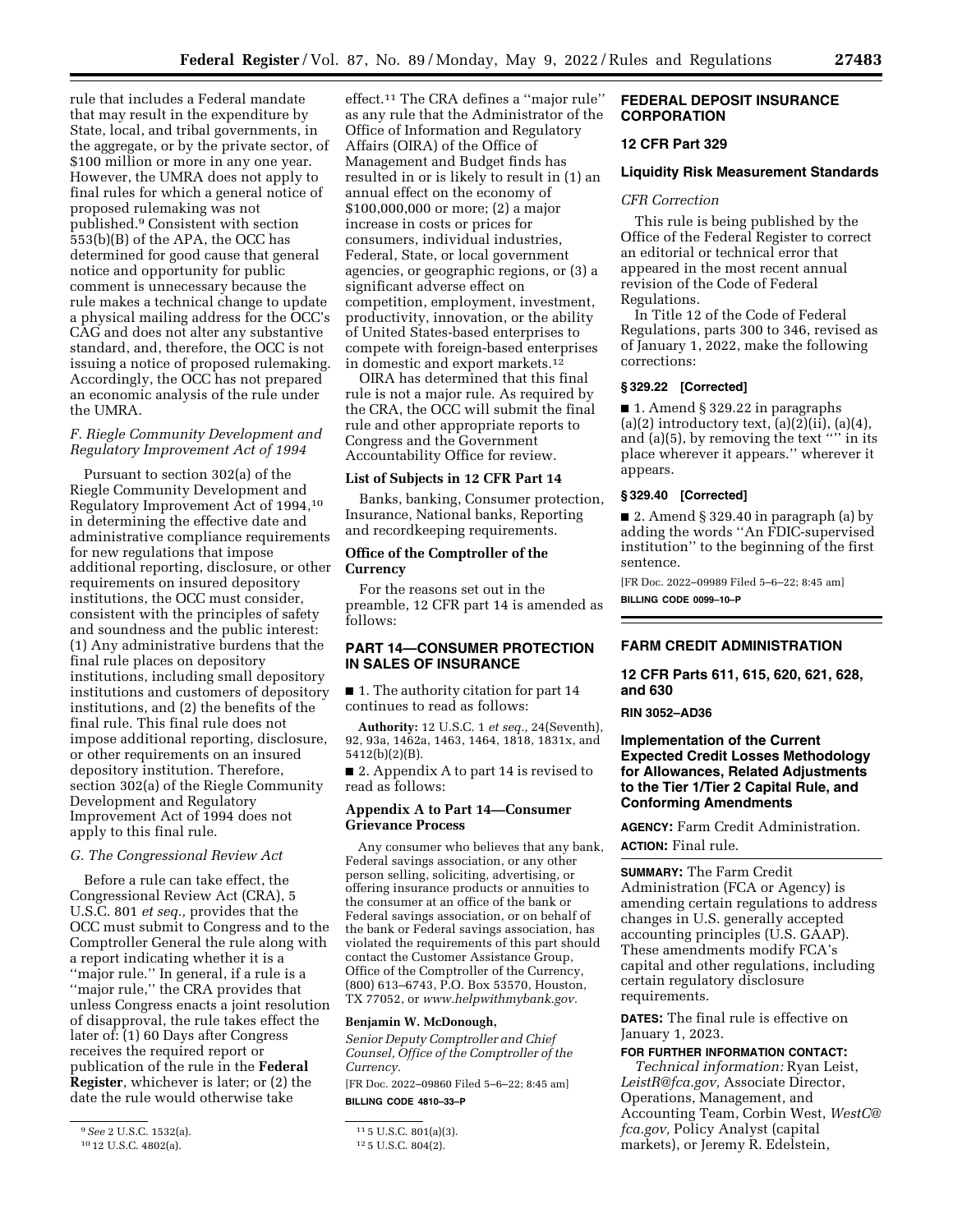rule that includes a Federal mandate that may result in the expenditure by State, local, and tribal governments, in the aggregate, or by the private sector, of $100 million or more in any one year. However, the UMRA does not apply to final rules for which a general notice of proposed rulemaking was not published.[9] Consistent with section 553(b)(B) of the APA, the OCC has determined for good cause that general notice and opportunity for public comment is unnecessary because the rule makes a technical change to update a physical mailing address for the OCC's CAG and does not alter any substantive standard, and, therefore, the OCC is not issuing a notice of proposed rulemaking. Accordingly, the OCC has not prepared an economic analysis of the rule under the UMRA.

### F. Riegle Community Development and Regulatory Improvement Act of 1994

Pursuant to section 302(a) of the Riegle Community Development and Regulatory Improvement Act of 1994,[10] in determining the effective date and administrative compliance requirements for new regulations that impose additional reporting, disclosure, or other requirements on insured depository institutions, the OCC must consider, consistent with the principles of safety and soundness and the public interest: (1) Any administrative burdens that the final rule places on depository institutions, including small depository institutions and customers of depository institutions, and (2) the benefits of the final rule. This final rule does not impose additional reporting, disclosure, or other requirements on an insured depository institution. Therefore, section 302(a) of the Riegle Community Development and Regulatory Improvement Act of 1994 does not apply to this final rule.

### G. The Congressional Review Act

Before a rule can take effect, the Congressional Review Act (CRA), 5 U.S.C. 801 *et seq.,* provides that the OCC must submit to Congress and to the Comptroller General the rule along with a report indicating whether it is a ''major rule.'' In general, if a rule is a ''major rule,'' the CRA provides that unless Congress enacts a joint resolution of disapproval, the rule takes effect the later of: (1) 60 Days after Congress receives the required report or publication of the rule in the **Federal Register**, whichever is later; or (2) the date the rule would otherwise take effect.[11] The CRA defines a ''major rule'' as any rule that the Administrator of the Office of Information and Regulatory Affairs (OIRA) of the Office of Management and Budget finds has resulted in or is likely to result in (1) an annual effect on the economy of $100,000,000 or more; (2) a major increase in costs or prices for consumers, individual industries, Federal, State, or local government agencies, or geographic regions, or (3) a significant adverse effect on competition, employment, investment, productivity, innovation, or the ability of United States-based enterprises to compete with foreign-based enterprises in domestic and export markets.[12]

OIRA has determined that this final rule is not a major rule. As required by the CRA, the OCC will submit the final rule and other appropriate reports to Congress and the Government Accountability Office for review.

[9] *See* 2 U.S.C. 1532(a).

[10] 12 U.S.C. 4802(a).

[11] 5 U.S.C. 801(a)(3).

[12] 5 U.S.C. 804(2).

### List of Subjects in 12 CFR Part 14

Banks, banking, Consumer protection, Insurance, National banks, Reporting and recordkeeping requirements.

### Office of the Comptroller of the Currency

For the reasons set out in the preamble, 12 CFR part 14 is amended as follows:

## PART 14—CONSUMER PROTECTION IN SALES OF INSURANCE

■ 1. The authority citation for part 14 continues to read as follows:

**Authority:** 12 U.S.C. 1 *et seq.,* 24(Seventh), 92, 93a, 1462a, 1463, 1464, 1818, 1831x, and 5412(b)(2)(B).

■ 2. Appendix A to part 14 is revised to read as follows:

### Appendix A to Part 14—Consumer Grievance Process

Any consumer who believes that any bank, Federal savings association, or any other person selling, soliciting, advertising, or offering insurance products or annuities to the consumer at an office of the bank or Federal savings association, or on behalf of the bank or Federal savings association, has violated the requirements of this part should contact the Customer Assistance Group, Office of the Comptroller of the Currency, (800) 613–6743, P.O. Box 53570, Houston, TX 77052, or *www.helpwithmybank.gov.*

**Benjamin W. McDonough,**

*Senior Deputy Comptroller and Chief Counsel, Office of the Comptroller of the Currency.*

[FR Doc. 2022–09860 Filed 5–6–22; 8:45 am]

**BILLING CODE 4810–33–P**

## FEDERAL DEPOSIT INSURANCE CORPORATION

### 12 CFR Part 329

### Liquidity Risk Measurement Standards

*CFR Correction*

This rule is being published by the Office of the Federal Register to correct an editorial or technical error that appeared in the most recent annual revision of the Code of Federal Regulations.

In Title 12 of the Code of Federal Regulations, parts 300 to 346, revised as of January 1, 2022, make the following corrections:

### § 329.22 [Corrected]

■ 1. Amend § 329.22 in paragraphs (a)(2) introductory text, (a)(2)(ii), (a)(4), and (a)(5), by removing the text '''' in its place wherever it appears.'' wherever it appears.

### § 329.40 [Corrected]

■ 2. Amend § 329.40 in paragraph (a) by adding the words ''An FDIC-supervised institution'' to the beginning of the first sentence.

[FR Doc. 2022–09989 Filed 5–6–22; 8:45 am]

**BILLING CODE 0099–10–P**

## FARM CREDIT ADMINISTRATION

### 12 CFR Parts 611, 615, 620, 621, 628, and 630

**RIN 3052–AD36**

### Implementation of the Current Expected Credit Losses Methodology for Allowances, Related Adjustments to the Tier 1/Tier 2 Capital Rule, and Conforming Amendments

**AGENCY:** Farm Credit Administration.

**ACTION:** Final rule.

**SUMMARY:** The Farm Credit Administration (FCA or Agency) is amending certain regulations to address changes in U.S. generally accepted accounting principles (U.S. GAAP). These amendments modify FCA's capital and other regulations, including certain regulatory disclosure requirements.

**DATES:** The final rule is effective on January 1, 2023.

**FOR FURTHER INFORMATION CONTACT:**

*Technical information:* Ryan Leist, *LeistR@fca.gov,* Associate Director, Operations, Management, and Accounting Team, Corbin West, *WestC@fca.gov,* Policy Analyst (capital markets), or Jeremy R. Edelstein,